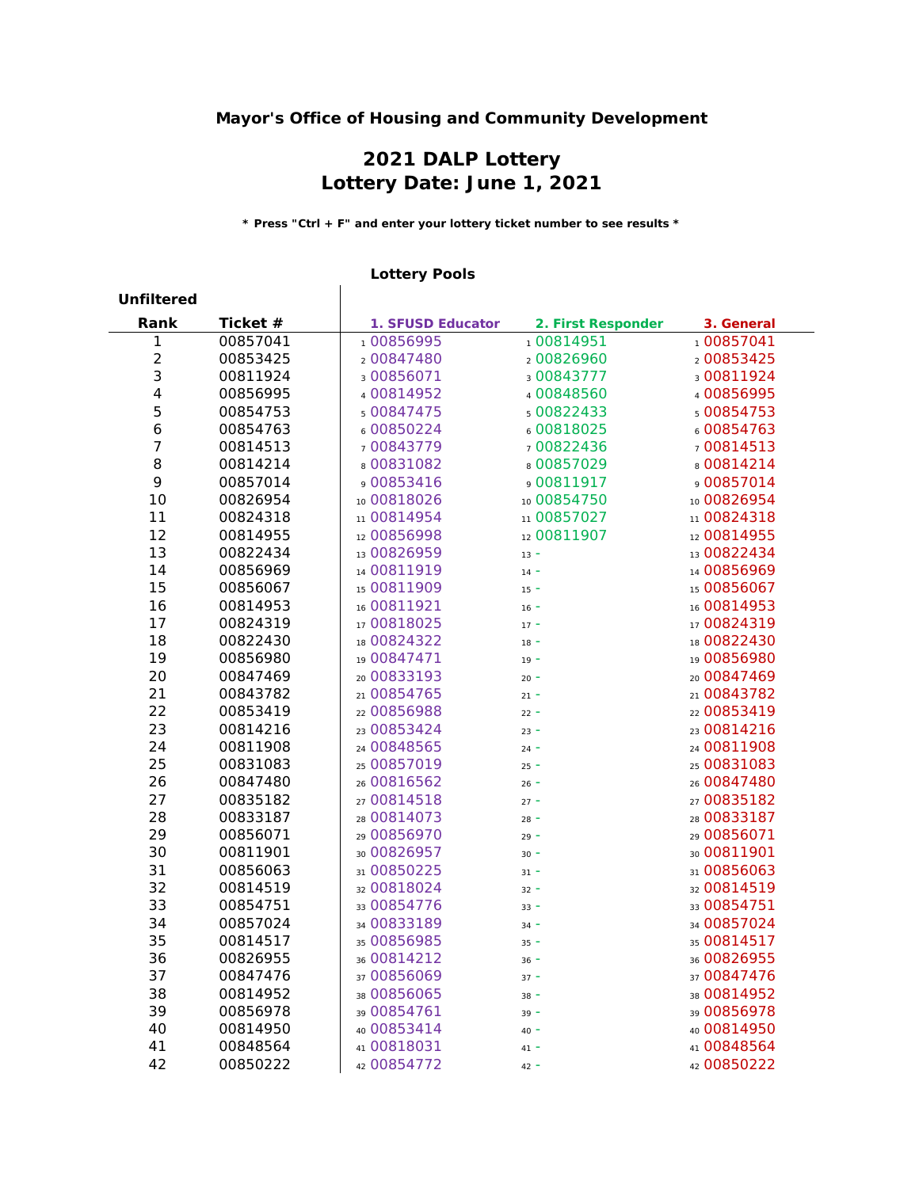**Mayor's Office of Housing and Community Development**

# 2021 DALP Lottery
# Lottery Date: June 1, 2021

**\* Press "Ctrl + F" and enter your lottery ticket number to see results \***

**Lottery Pools**

| Unfiltered Rank | Ticket # | 1. SFUSD Educator | 2. First Responder | 3. General |
|---|---|---|---|---|
| 1 | 00857041 | 1 00856995 | 1 00814951 | 1 00857041 |
| 2 | 00853425 | 2 00847480 | 2 00826960 | 2 00853425 |
| 3 | 00811924 | 3 00856071 | 3 00843777 | 3 00811924 |
| 4 | 00856995 | 4 00814952 | 4 00848560 | 4 00856995 |
| 5 | 00854753 | 5 00847475 | 5 00822433 | 5 00854753 |
| 6 | 00854763 | 6 00850224 | 6 00818025 | 6 00854763 |
| 7 | 00814513 | 7 00843779 | 7 00822436 | 7 00814513 |
| 8 | 00814214 | 8 00831082 | 8 00857029 | 8 00814214 |
| 9 | 00857014 | 9 00853416 | 9 00811917 | 9 00857014 |
| 10 | 00826954 | 10 00818026 | 10 00854750 | 10 00826954 |
| 11 | 00824318 | 11 00814954 | 11 00857027 | 11 00824318 |
| 12 | 00814955 | 12 00856998 | 12 00811907 | 12 00814955 |
| 13 | 00822434 | 13 00826959 | 13 - | 13 00822434 |
| 14 | 00856969 | 14 00811919 | 14 - | 14 00856969 |
| 15 | 00856067 | 15 00811909 | 15 - | 15 00856067 |
| 16 | 00814953 | 16 00811921 | 16 - | 16 00814953 |
| 17 | 00824319 | 17 00818025 | 17 - | 17 00824319 |
| 18 | 00822430 | 18 00824322 | 18 - | 18 00822430 |
| 19 | 00856980 | 19 00847471 | 19 - | 19 00856980 |
| 20 | 00847469 | 20 00833193 | 20 - | 20 00847469 |
| 21 | 00843782 | 21 00854765 | 21 - | 21 00843782 |
| 22 | 00853419 | 22 00856988 | 22 - | 22 00853419 |
| 23 | 00814216 | 23 00853424 | 23 - | 23 00814216 |
| 24 | 00811908 | 24 00848565 | 24 - | 24 00811908 |
| 25 | 00831083 | 25 00857019 | 25 - | 25 00831083 |
| 26 | 00847480 | 26 00816562 | 26 - | 26 00847480 |
| 27 | 00835182 | 27 00814518 | 27 - | 27 00835182 |
| 28 | 00833187 | 28 00814073 | 28 - | 28 00833187 |
| 29 | 00856071 | 29 00856970 | 29 - | 29 00856071 |
| 30 | 00811901 | 30 00826957 | 30 - | 30 00811901 |
| 31 | 00856063 | 31 00850225 | 31 - | 31 00856063 |
| 32 | 00814519 | 32 00818024 | 32 - | 32 00814519 |
| 33 | 00854751 | 33 00854776 | 33 - | 33 00854751 |
| 34 | 00857024 | 34 00833189 | 34 - | 34 00857024 |
| 35 | 00814517 | 35 00856985 | 35 - | 35 00814517 |
| 36 | 00826955 | 36 00814212 | 36 - | 36 00826955 |
| 37 | 00847476 | 37 00856069 | 37 - | 37 00847476 |
| 38 | 00814952 | 38 00856065 | 38 - | 38 00814952 |
| 39 | 00856978 | 39 00854761 | 39 - | 39 00856978 |
| 40 | 00814950 | 40 00853414 | 40 - | 40 00814950 |
| 41 | 00848564 | 41 00818031 | 41 - | 41 00848564 |
| 42 | 00850222 | 42 00854772 | 42 - | 42 00850222 |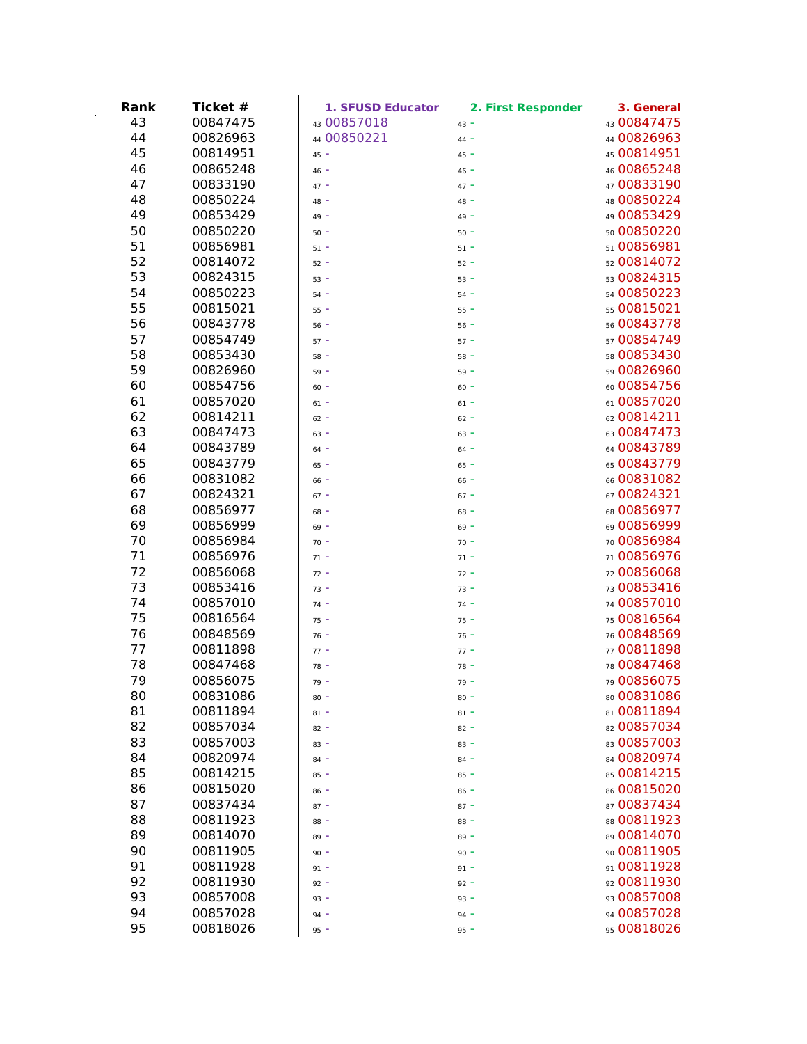| Rank | Ticket # | 1. SFUSD Educator | 2. First Responder | 3. General |
|---|---|---|---|---|
| 43 | 00847475 | 43 00857018 | 43 - | 43 00847475 |
| 44 | 00826963 | 44 00850221 | 44 - | 44 00826963 |
| 45 | 00814951 | 45 - | 45 - | 45 00814951 |
| 46 | 00865248 | 46 - | 46 - | 46 00865248 |
| 47 | 00833190 | 47 - | 47 - | 47 00833190 |
| 48 | 00850224 | 48 - | 48 - | 48 00850224 |
| 49 | 00853429 | 49 - | 49 - | 49 00853429 |
| 50 | 00850220 | 50 - | 50 - | 50 00850220 |
| 51 | 00856981 | 51 - | 51 - | 51 00856981 |
| 52 | 00814072 | 52 - | 52 - | 52 00814072 |
| 53 | 00824315 | 53 - | 53 - | 53 00824315 |
| 54 | 00850223 | 54 - | 54 - | 54 00850223 |
| 55 | 00815021 | 55 - | 55 - | 55 00815021 |
| 56 | 00843778 | 56 - | 56 - | 56 00843778 |
| 57 | 00854749 | 57 - | 57 - | 57 00854749 |
| 58 | 00853430 | 58 - | 58 - | 58 00853430 |
| 59 | 00826960 | 59 - | 59 - | 59 00826960 |
| 60 | 00854756 | 60 - | 60 - | 60 00854756 |
| 61 | 00857020 | 61 - | 61 - | 61 00857020 |
| 62 | 00814211 | 62 - | 62 - | 62 00814211 |
| 63 | 00847473 | 63 - | 63 - | 63 00847473 |
| 64 | 00843789 | 64 - | 64 - | 64 00843789 |
| 65 | 00843779 | 65 - | 65 - | 65 00843779 |
| 66 | 00831082 | 66 - | 66 - | 66 00831082 |
| 67 | 00824321 | 67 - | 67 - | 67 00824321 |
| 68 | 00856977 | 68 - | 68 - | 68 00856977 |
| 69 | 00856999 | 69 - | 69 - | 69 00856999 |
| 70 | 00856984 | 70 - | 70 - | 70 00856984 |
| 71 | 00856976 | 71 - | 71 - | 71 00856976 |
| 72 | 00856068 | 72 - | 72 - | 72 00856068 |
| 73 | 00853416 | 73 - | 73 - | 73 00853416 |
| 74 | 00857010 | 74 - | 74 - | 74 00857010 |
| 75 | 00816564 | 75 - | 75 - | 75 00816564 |
| 76 | 00848569 | 76 - | 76 - | 76 00848569 |
| 77 | 00811898 | 77 - | 77 - | 77 00811898 |
| 78 | 00847468 | 78 - | 78 - | 78 00847468 |
| 79 | 00856075 | 79 - | 79 - | 79 00856075 |
| 80 | 00831086 | 80 - | 80 - | 80 00831086 |
| 81 | 00811894 | 81 - | 81 - | 81 00811894 |
| 82 | 00857034 | 82 - | 82 - | 82 00857034 |
| 83 | 00857003 | 83 - | 83 - | 83 00857003 |
| 84 | 00820974 | 84 - | 84 - | 84 00820974 |
| 85 | 00814215 | 85 - | 85 - | 85 00814215 |
| 86 | 00815020 | 86 - | 86 - | 86 00815020 |
| 87 | 00837434 | 87 - | 87 - | 87 00837434 |
| 88 | 00811923 | 88 - | 88 - | 88 00811923 |
| 89 | 00814070 | 89 - | 89 - | 89 00814070 |
| 90 | 00811905 | 90 - | 90 - | 90 00811905 |
| 91 | 00811928 | 91 - | 91 - | 91 00811928 |
| 92 | 00811930 | 92 - | 92 - | 92 00811930 |
| 93 | 00857008 | 93 - | 93 - | 93 00857008 |
| 94 | 00857028 | 94 - | 94 - | 94 00857028 |
| 95 | 00818026 | 95 - | 95 - | 95 00818026 |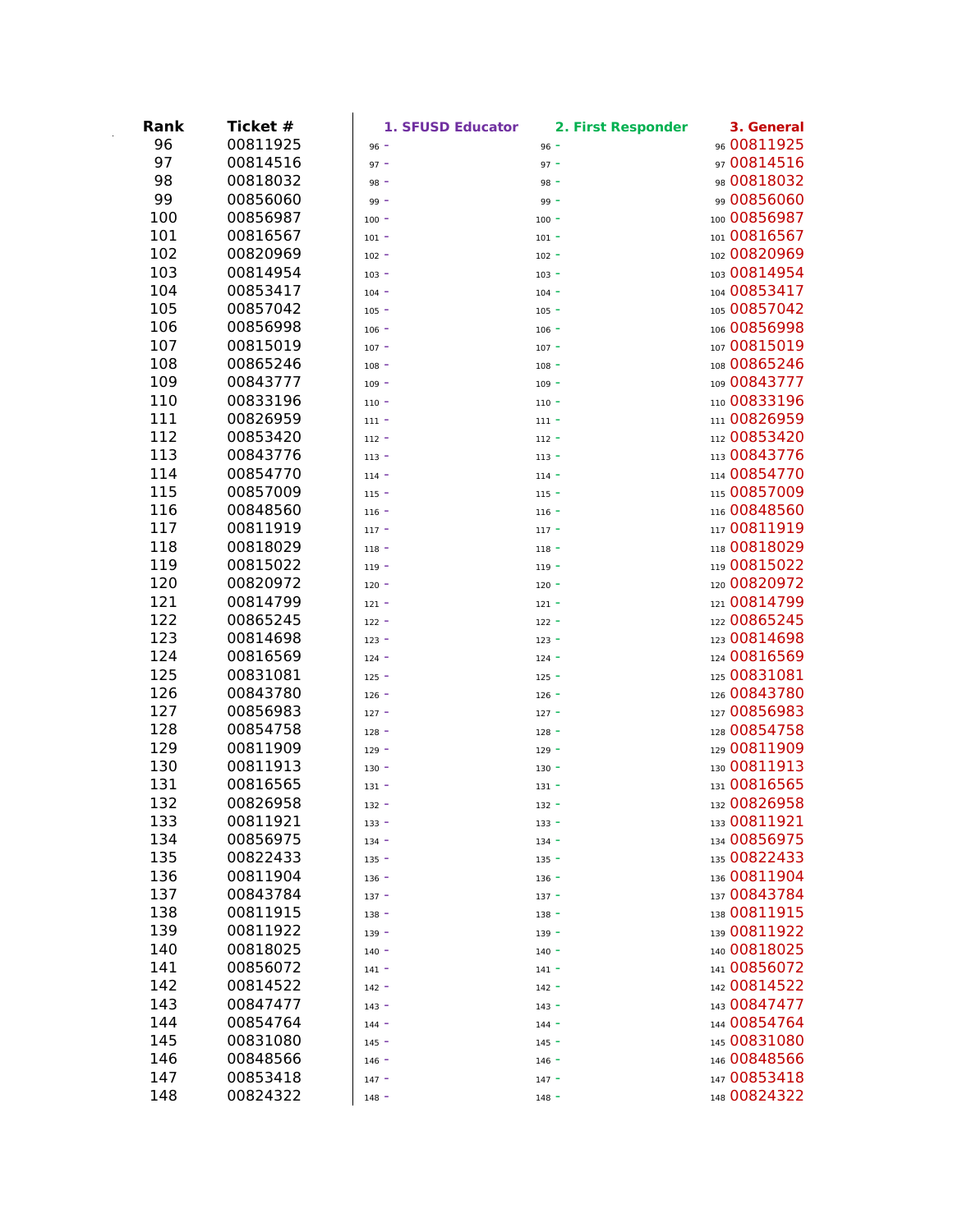| Rank | Ticket # | 1. SFUSD Educator | 2. First Responder | 3. General |
|---|---|---|---|---|
| 96 | 00811925 | 96 - | 96 - | 96 00811925 |
| 97 | 00814516 | 97 - | 97 - | 97 00814516 |
| 98 | 00818032 | 98 - | 98 - | 98 00818032 |
| 99 | 00856060 | 99 - | 99 - | 99 00856060 |
| 100 | 00856987 | 100 - | 100 - | 100 00856987 |
| 101 | 00816567 | 101 - | 101 - | 101 00816567 |
| 102 | 00820969 | 102 - | 102 - | 102 00820969 |
| 103 | 00814954 | 103 - | 103 - | 103 00814954 |
| 104 | 00853417 | 104 - | 104 - | 104 00853417 |
| 105 | 00857042 | 105 - | 105 - | 105 00857042 |
| 106 | 00856998 | 106 - | 106 - | 106 00856998 |
| 107 | 00815019 | 107 - | 107 - | 107 00815019 |
| 108 | 00865246 | 108 - | 108 - | 108 00865246 |
| 109 | 00843777 | 109 - | 109 - | 109 00843777 |
| 110 | 00833196 | 110 - | 110 - | 110 00833196 |
| 111 | 00826959 | 111 - | 111 - | 111 00826959 |
| 112 | 00853420 | 112 - | 112 - | 112 00853420 |
| 113 | 00843776 | 113 - | 113 - | 113 00843776 |
| 114 | 00854770 | 114 - | 114 - | 114 00854770 |
| 115 | 00857009 | 115 - | 115 - | 115 00857009 |
| 116 | 00848560 | 116 - | 116 - | 116 00848560 |
| 117 | 00811919 | 117 - | 117 - | 117 00811919 |
| 118 | 00818029 | 118 - | 118 - | 118 00818029 |
| 119 | 00815022 | 119 - | 119 - | 119 00815022 |
| 120 | 00820972 | 120 - | 120 - | 120 00820972 |
| 121 | 00814799 | 121 - | 121 - | 121 00814799 |
| 122 | 00865245 | 122 - | 122 - | 122 00865245 |
| 123 | 00814698 | 123 - | 123 - | 123 00814698 |
| 124 | 00816569 | 124 - | 124 - | 124 00816569 |
| 125 | 00831081 | 125 - | 125 - | 125 00831081 |
| 126 | 00843780 | 126 - | 126 - | 126 00843780 |
| 127 | 00856983 | 127 - | 127 - | 127 00856983 |
| 128 | 00854758 | 128 - | 128 - | 128 00854758 |
| 129 | 00811909 | 129 - | 129 - | 129 00811909 |
| 130 | 00811913 | 130 - | 130 - | 130 00811913 |
| 131 | 00816565 | 131 - | 131 - | 131 00816565 |
| 132 | 00826958 | 132 - | 132 - | 132 00826958 |
| 133 | 00811921 | 133 - | 133 - | 133 00811921 |
| 134 | 00856975 | 134 - | 134 - | 134 00856975 |
| 135 | 00822433 | 135 - | 135 - | 135 00822433 |
| 136 | 00811904 | 136 - | 136 - | 136 00811904 |
| 137 | 00843784 | 137 - | 137 - | 137 00843784 |
| 138 | 00811915 | 138 - | 138 - | 138 00811915 |
| 139 | 00811922 | 139 - | 139 - | 139 00811922 |
| 140 | 00818025 | 140 - | 140 - | 140 00818025 |
| 141 | 00856072 | 141 - | 141 - | 141 00856072 |
| 142 | 00814522 | 142 - | 142 - | 142 00814522 |
| 143 | 00847477 | 143 - | 143 - | 143 00847477 |
| 144 | 00854764 | 144 - | 144 - | 144 00854764 |
| 145 | 00831080 | 145 - | 145 - | 145 00831080 |
| 146 | 00848566 | 146 - | 146 - | 146 00848566 |
| 147 | 00853418 | 147 - | 147 - | 147 00853418 |
| 148 | 00824322 | 148 - | 148 - | 148 00824322 |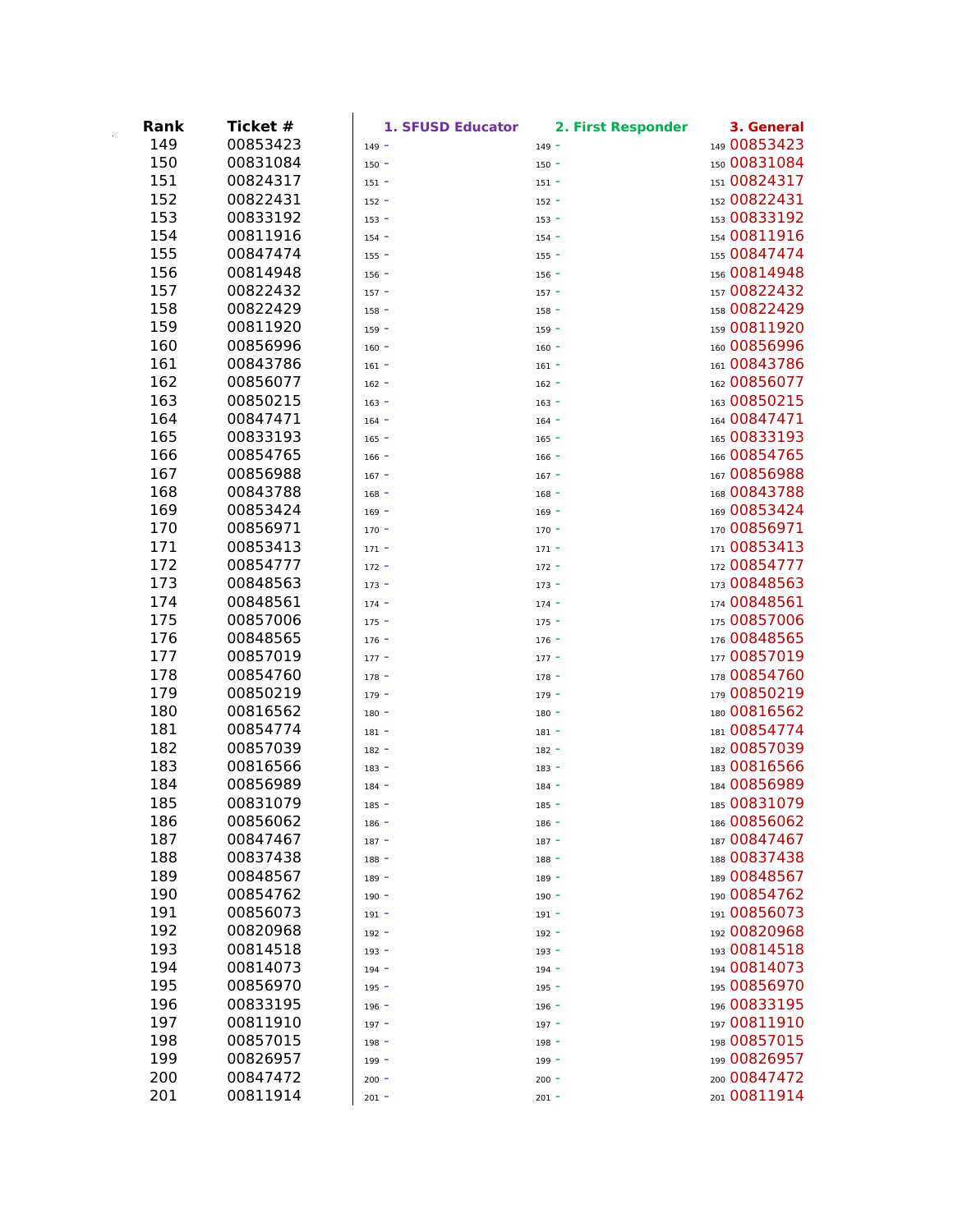| Rank | Ticket # | 1. SFUSD Educator | 2. First Responder | 3. General |
|---|---|---|---|---|
| 149 | 00853423 | 149 - | 149 - | 149 00853423 |
| 150 | 00831084 | 150 - | 150 - | 150 00831084 |
| 151 | 00824317 | 151 - | 151 - | 151 00824317 |
| 152 | 00822431 | 152 - | 152 - | 152 00822431 |
| 153 | 00833192 | 153 - | 153 - | 153 00833192 |
| 154 | 00811916 | 154 - | 154 - | 154 00811916 |
| 155 | 00847474 | 155 - | 155 - | 155 00847474 |
| 156 | 00814948 | 156 - | 156 - | 156 00814948 |
| 157 | 00822432 | 157 - | 157 - | 157 00822432 |
| 158 | 00822429 | 158 - | 158 - | 158 00822429 |
| 159 | 00811920 | 159 - | 159 - | 159 00811920 |
| 160 | 00856996 | 160 - | 160 - | 160 00856996 |
| 161 | 00843786 | 161 - | 161 - | 161 00843786 |
| 162 | 00856077 | 162 - | 162 - | 162 00856077 |
| 163 | 00850215 | 163 - | 163 - | 163 00850215 |
| 164 | 00847471 | 164 - | 164 - | 164 00847471 |
| 165 | 00833193 | 165 - | 165 - | 165 00833193 |
| 166 | 00854765 | 166 - | 166 - | 166 00854765 |
| 167 | 00856988 | 167 - | 167 - | 167 00856988 |
| 168 | 00843788 | 168 - | 168 - | 168 00843788 |
| 169 | 00853424 | 169 - | 169 - | 169 00853424 |
| 170 | 00856971 | 170 - | 170 - | 170 00856971 |
| 171 | 00853413 | 171 - | 171 - | 171 00853413 |
| 172 | 00854777 | 172 - | 172 - | 172 00854777 |
| 173 | 00848563 | 173 - | 173 - | 173 00848563 |
| 174 | 00848561 | 174 - | 174 - | 174 00848561 |
| 175 | 00857006 | 175 - | 175 - | 175 00857006 |
| 176 | 00848565 | 176 - | 176 - | 176 00848565 |
| 177 | 00857019 | 177 - | 177 - | 177 00857019 |
| 178 | 00854760 | 178 - | 178 - | 178 00854760 |
| 179 | 00850219 | 179 - | 179 - | 179 00850219 |
| 180 | 00816562 | 180 - | 180 - | 180 00816562 |
| 181 | 00854774 | 181 - | 181 - | 181 00854774 |
| 182 | 00857039 | 182 - | 182 - | 182 00857039 |
| 183 | 00816566 | 183 - | 183 - | 183 00816566 |
| 184 | 00856989 | 184 - | 184 - | 184 00856989 |
| 185 | 00831079 | 185 - | 185 - | 185 00831079 |
| 186 | 00856062 | 186 - | 186 - | 186 00856062 |
| 187 | 00847467 | 187 - | 187 - | 187 00847467 |
| 188 | 00837438 | 188 - | 188 - | 188 00837438 |
| 189 | 00848567 | 189 - | 189 - | 189 00848567 |
| 190 | 00854762 | 190 - | 190 - | 190 00854762 |
| 191 | 00856073 | 191 - | 191 - | 191 00856073 |
| 192 | 00820968 | 192 - | 192 - | 192 00820968 |
| 193 | 00814518 | 193 - | 193 - | 193 00814518 |
| 194 | 00814073 | 194 - | 194 - | 194 00814073 |
| 195 | 00856970 | 195 - | 195 - | 195 00856970 |
| 196 | 00833195 | 196 - | 196 - | 196 00833195 |
| 197 | 00811910 | 197 - | 197 - | 197 00811910 |
| 198 | 00857015 | 198 - | 198 - | 198 00857015 |
| 199 | 00826957 | 199 - | 199 - | 199 00826957 |
| 200 | 00847472 | 200 - | 200 - | 200 00847472 |
| 201 | 00811914 | 201 - | 201 - | 201 00811914 |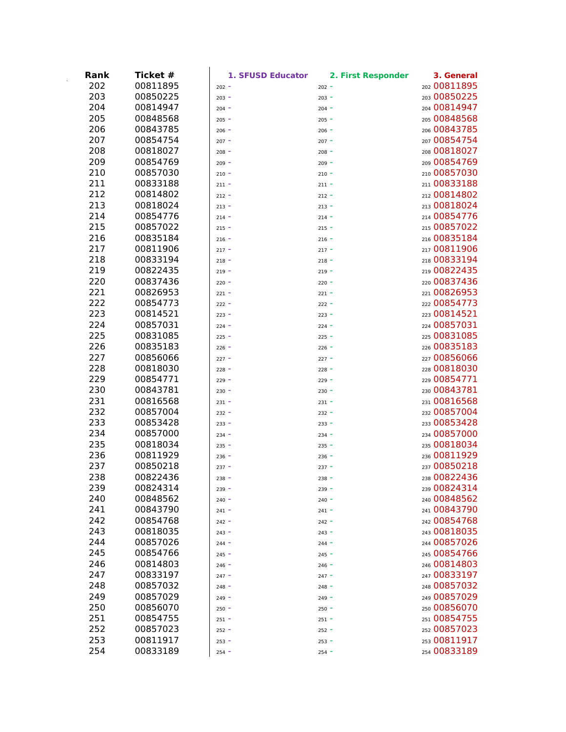| Rank | Ticket # | 1. SFUSD Educator | 2. First Responder | 3. General |
|---|---|---|---|---|
| 202 | 00811895 | 202 - | 202 - | 202 00811895 |
| 203 | 00850225 | 203 - | 203 - | 203 00850225 |
| 204 | 00814947 | 204 - | 204 - | 204 00814947 |
| 205 | 00848568 | 205 - | 205 - | 205 00848568 |
| 206 | 00843785 | 206 - | 206 - | 206 00843785 |
| 207 | 00854754 | 207 - | 207 - | 207 00854754 |
| 208 | 00818027 | 208 - | 208 - | 208 00818027 |
| 209 | 00854769 | 209 - | 209 - | 209 00854769 |
| 210 | 00857030 | 210 - | 210 - | 210 00857030 |
| 211 | 00833188 | 211 - | 211 - | 211 00833188 |
| 212 | 00814802 | 212 - | 212 - | 212 00814802 |
| 213 | 00818024 | 213 - | 213 - | 213 00818024 |
| 214 | 00854776 | 214 - | 214 - | 214 00854776 |
| 215 | 00857022 | 215 - | 215 - | 215 00857022 |
| 216 | 00835184 | 216 - | 216 - | 216 00835184 |
| 217 | 00811906 | 217 - | 217 - | 217 00811906 |
| 218 | 00833194 | 218 - | 218 - | 218 00833194 |
| 219 | 00822435 | 219 - | 219 - | 219 00822435 |
| 220 | 00837436 | 220 - | 220 - | 220 00837436 |
| 221 | 00826953 | 221 - | 221 - | 221 00826953 |
| 222 | 00854773 | 222 - | 222 - | 222 00854773 |
| 223 | 00814521 | 223 - | 223 - | 223 00814521 |
| 224 | 00857031 | 224 - | 224 - | 224 00857031 |
| 225 | 00831085 | 225 - | 225 - | 225 00831085 |
| 226 | 00835183 | 226 - | 226 - | 226 00835183 |
| 227 | 00856066 | 227 - | 227 - | 227 00856066 |
| 228 | 00818030 | 228 - | 228 - | 228 00818030 |
| 229 | 00854771 | 229 - | 229 - | 229 00854771 |
| 230 | 00843781 | 230 - | 230 - | 230 00843781 |
| 231 | 00816568 | 231 - | 231 - | 231 00816568 |
| 232 | 00857004 | 232 - | 232 - | 232 00857004 |
| 233 | 00853428 | 233 - | 233 - | 233 00853428 |
| 234 | 00857000 | 234 - | 234 - | 234 00857000 |
| 235 | 00818034 | 235 - | 235 - | 235 00818034 |
| 236 | 00811929 | 236 - | 236 - | 236 00811929 |
| 237 | 00850218 | 237 - | 237 - | 237 00850218 |
| 238 | 00822436 | 238 - | 238 - | 238 00822436 |
| 239 | 00824314 | 239 - | 239 - | 239 00824314 |
| 240 | 00848562 | 240 - | 240 - | 240 00848562 |
| 241 | 00843790 | 241 - | 241 - | 241 00843790 |
| 242 | 00854768 | 242 - | 242 - | 242 00854768 |
| 243 | 00818035 | 243 - | 243 - | 243 00818035 |
| 244 | 00857026 | 244 - | 244 - | 244 00857026 |
| 245 | 00854766 | 245 - | 245 - | 245 00854766 |
| 246 | 00814803 | 246 - | 246 - | 246 00814803 |
| 247 | 00833197 | 247 - | 247 - | 247 00833197 |
| 248 | 00857032 | 248 - | 248 - | 248 00857032 |
| 249 | 00857029 | 249 - | 249 - | 249 00857029 |
| 250 | 00856070 | 250 - | 250 - | 250 00856070 |
| 251 | 00854755 | 251 - | 251 - | 251 00854755 |
| 252 | 00857023 | 252 - | 252 - | 252 00857023 |
| 253 | 00811917 | 253 - | 253 - | 253 00811917 |
| 254 | 00833189 | 254 - | 254 - | 254 00833189 |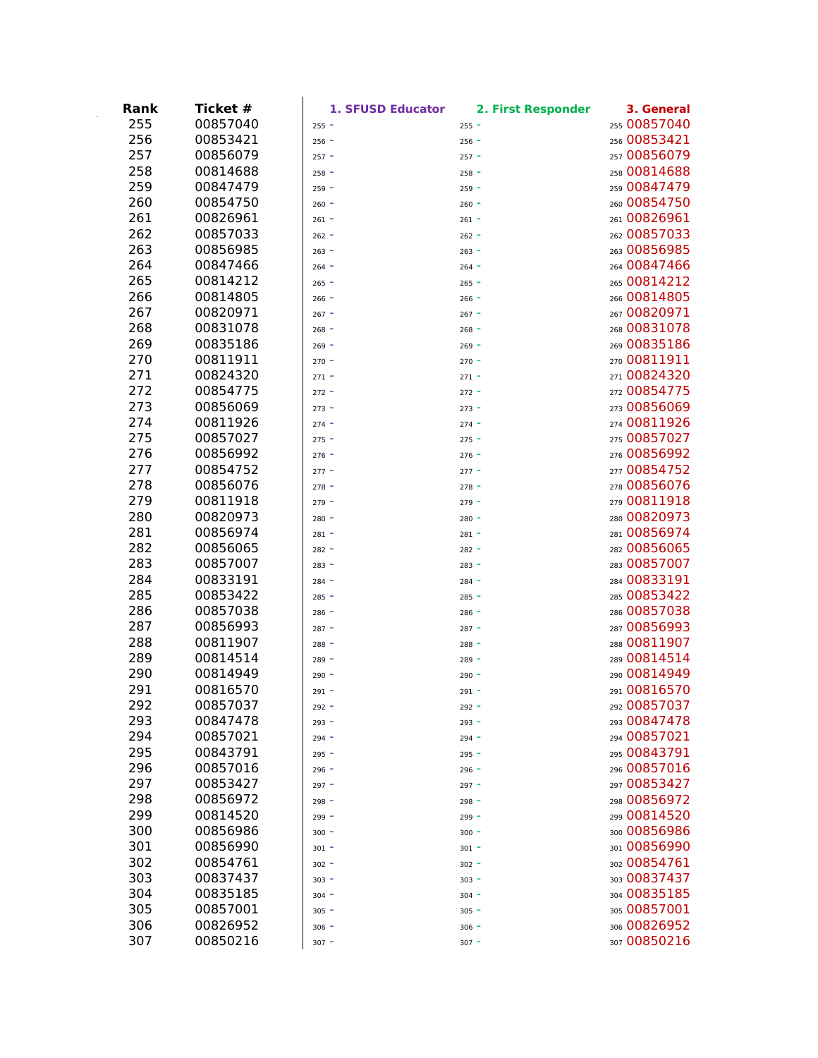| Rank | Ticket # | 1. SFUSD Educator | 2. First Responder | 3. General |
|---|---|---|---|---|
| 255 | 00857040 | 255 - | 255 - | 255 00857040 |
| 256 | 00853421 | 256 - | 256 - | 256 00853421 |
| 257 | 00856079 | 257 - | 257 - | 257 00856079 |
| 258 | 00814688 | 258 - | 258 - | 258 00814688 |
| 259 | 00847479 | 259 - | 259 - | 259 00847479 |
| 260 | 00854750 | 260 - | 260 - | 260 00854750 |
| 261 | 00826961 | 261 - | 261 - | 261 00826961 |
| 262 | 00857033 | 262 - | 262 - | 262 00857033 |
| 263 | 00856985 | 263 - | 263 - | 263 00856985 |
| 264 | 00847466 | 264 - | 264 - | 264 00847466 |
| 265 | 00814212 | 265 - | 265 - | 265 00814212 |
| 266 | 00814805 | 266 - | 266 - | 266 00814805 |
| 267 | 00820971 | 267 - | 267 - | 267 00820971 |
| 268 | 00831078 | 268 - | 268 - | 268 00831078 |
| 269 | 00835186 | 269 - | 269 - | 269 00835186 |
| 270 | 00811911 | 270 - | 270 - | 270 00811911 |
| 271 | 00824320 | 271 - | 271 - | 271 00824320 |
| 272 | 00854775 | 272 - | 272 - | 272 00854775 |
| 273 | 00856069 | 273 - | 273 - | 273 00856069 |
| 274 | 00811926 | 274 - | 274 - | 274 00811926 |
| 275 | 00857027 | 275 - | 275 - | 275 00857027 |
| 276 | 00856992 | 276 - | 276 - | 276 00856992 |
| 277 | 00854752 | 277 - | 277 - | 277 00854752 |
| 278 | 00856076 | 278 - | 278 - | 278 00856076 |
| 279 | 00811918 | 279 - | 279 - | 279 00811918 |
| 280 | 00820973 | 280 - | 280 - | 280 00820973 |
| 281 | 00856974 | 281 - | 281 - | 281 00856974 |
| 282 | 00856065 | 282 - | 282 - | 282 00856065 |
| 283 | 00857007 | 283 - | 283 - | 283 00857007 |
| 284 | 00833191 | 284 - | 284 - | 284 00833191 |
| 285 | 00853422 | 285 - | 285 - | 285 00853422 |
| 286 | 00857038 | 286 - | 286 - | 286 00857038 |
| 287 | 00856993 | 287 - | 287 - | 287 00856993 |
| 288 | 00811907 | 288 - | 288 - | 288 00811907 |
| 289 | 00814514 | 289 - | 289 - | 289 00814514 |
| 290 | 00814949 | 290 - | 290 - | 290 00814949 |
| 291 | 00816570 | 291 - | 291 - | 291 00816570 |
| 292 | 00857037 | 292 - | 292 - | 292 00857037 |
| 293 | 00847478 | 293 - | 293 - | 293 00847478 |
| 294 | 00857021 | 294 - | 294 - | 294 00857021 |
| 295 | 00843791 | 295 - | 295 - | 295 00843791 |
| 296 | 00857016 | 296 - | 296 - | 296 00857016 |
| 297 | 00853427 | 297 - | 297 - | 297 00853427 |
| 298 | 00856972 | 298 - | 298 - | 298 00856972 |
| 299 | 00814520 | 299 - | 299 - | 299 00814520 |
| 300 | 00856986 | 300 - | 300 - | 300 00856986 |
| 301 | 00856990 | 301 - | 301 - | 301 00856990 |
| 302 | 00854761 | 302 - | 302 - | 302 00854761 |
| 303 | 00837437 | 303 - | 303 - | 303 00837437 |
| 304 | 00835185 | 304 - | 304 - | 304 00835185 |
| 305 | 00857001 | 305 - | 305 - | 305 00857001 |
| 306 | 00826952 | 306 - | 306 - | 306 00826952 |
| 307 | 00850216 | 307 - | 307 - | 307 00850216 |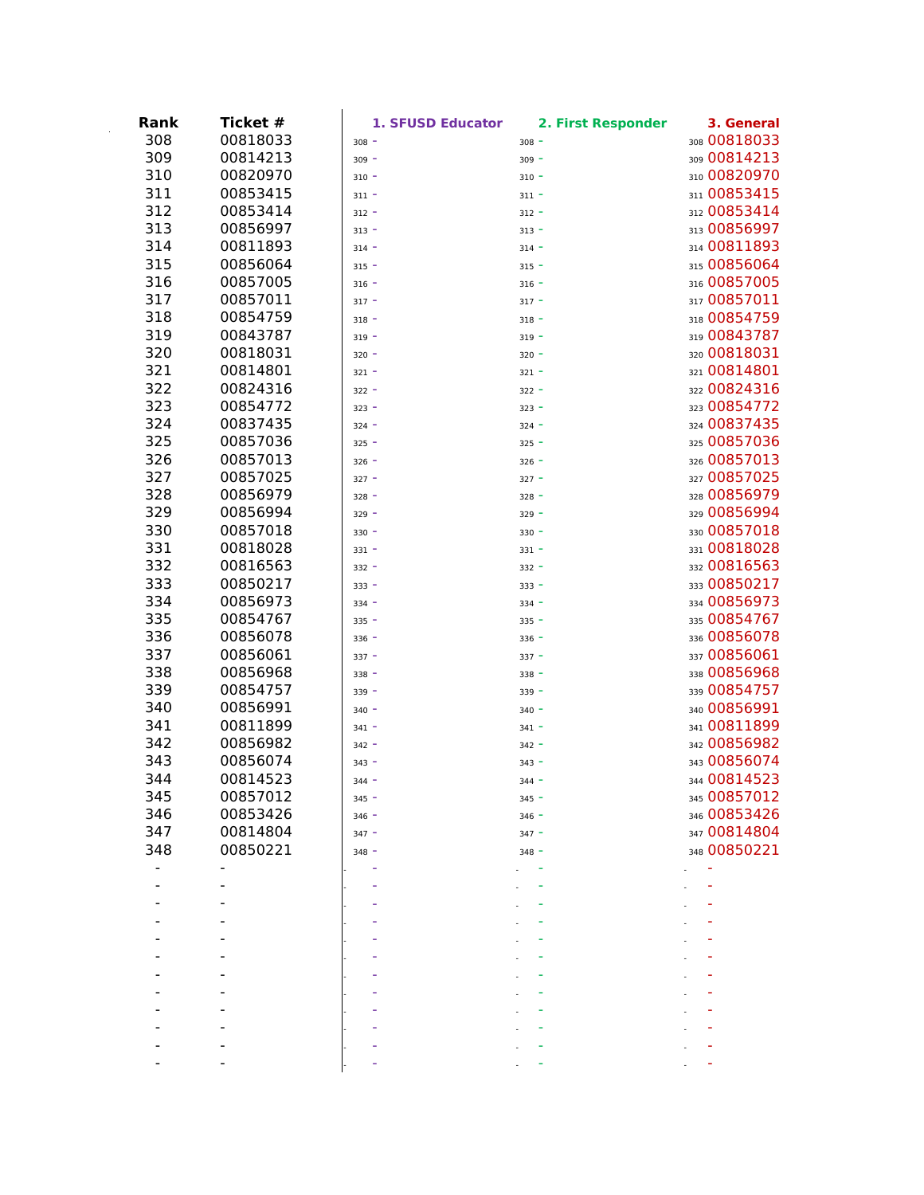| Rank | Ticket # | 1. SFUSD Educator | | 2. First Responder | | 3. General | |
|---|---|---|---|---|---|---|---|
| 308 | 00818033 | 308 | - | 308 | - | 308 | 00818033 |
| 309 | 00814213 | 309 | - | 309 | - | 309 | 00814213 |
| 310 | 00820970 | 310 | - | 310 | - | 310 | 00820970 |
| 311 | 00853415 | 311 | - | 311 | - | 311 | 00853415 |
| 312 | 00853414 | 312 | - | 312 | - | 312 | 00853414 |
| 313 | 00856997 | 313 | - | 313 | - | 313 | 00856997 |
| 314 | 00811893 | 314 | - | 314 | - | 314 | 00811893 |
| 315 | 00856064 | 315 | - | 315 | - | 315 | 00856064 |
| 316 | 00857005 | 316 | - | 316 | - | 316 | 00857005 |
| 317 | 00857011 | 317 | - | 317 | - | 317 | 00857011 |
| 318 | 00854759 | 318 | - | 318 | - | 318 | 00854759 |
| 319 | 00843787 | 319 | - | 319 | - | 319 | 00843787 |
| 320 | 00818031 | 320 | - | 320 | - | 320 | 00818031 |
| 321 | 00814801 | 321 | - | 321 | - | 321 | 00814801 |
| 322 | 00824316 | 322 | - | 322 | - | 322 | 00824316 |
| 323 | 00854772 | 323 | - | 323 | - | 323 | 00854772 |
| 324 | 00837435 | 324 | - | 324 | - | 324 | 00837435 |
| 325 | 00857036 | 325 | - | 325 | - | 325 | 00857036 |
| 326 | 00857013 | 326 | - | 326 | - | 326 | 00857013 |
| 327 | 00857025 | 327 | - | 327 | - | 327 | 00857025 |
| 328 | 00856979 | 328 | - | 328 | - | 328 | 00856979 |
| 329 | 00856994 | 329 | - | 329 | - | 329 | 00856994 |
| 330 | 00857018 | 330 | - | 330 | - | 330 | 00857018 |
| 331 | 00818028 | 331 | - | 331 | - | 331 | 00818028 |
| 332 | 00816563 | 332 | - | 332 | - | 332 | 00816563 |
| 333 | 00850217 | 333 | - | 333 | - | 333 | 00850217 |
| 334 | 00856973 | 334 | - | 334 | - | 334 | 00856973 |
| 335 | 00854767 | 335 | - | 335 | - | 335 | 00854767 |
| 336 | 00856078 | 336 | - | 336 | - | 336 | 00856078 |
| 337 | 00856061 | 337 | - | 337 | - | 337 | 00856061 |
| 338 | 00856968 | 338 | - | 338 | - | 338 | 00856968 |
| 339 | 00854757 | 339 | - | 339 | - | 339 | 00854757 |
| 340 | 00856991 | 340 | - | 340 | - | 340 | 00856991 |
| 341 | 00811899 | 341 | - | 341 | - | 341 | 00811899 |
| 342 | 00856982 | 342 | - | 342 | - | 342 | 00856982 |
| 343 | 00856074 | 343 | - | 343 | - | 343 | 00856074 |
| 344 | 00814523 | 344 | - | 344 | - | 344 | 00814523 |
| 345 | 00857012 | 345 | - | 345 | - | 345 | 00857012 |
| 346 | 00853426 | 346 | - | 346 | - | 346 | 00853426 |
| 347 | 00814804 | 347 | - | 347 | - | 347 | 00814804 |
| 348 | 00850221 | 348 | - | 348 | - | 348 | 00850221 |
| - | - | - | - | - | - | - | - |
| - | - | - | - | - | - | - | - |
| - | - | - | - | - | - | - | - |
| - | - | - | - | - | - | - | - |
| - | - | - | - | - | - | - | - |
| - | - | - | - | - | - | - | - |
| - | - | - | - | - | - | - | - |
| - | - | - | - | - | - | - | - |
| - | - | - | - | - | - | - | - |
| - | - | - | - | - | - | - | - |
| - | - | - | - | - | - | - | - |
| - | - | - | - | - | - | - | - |